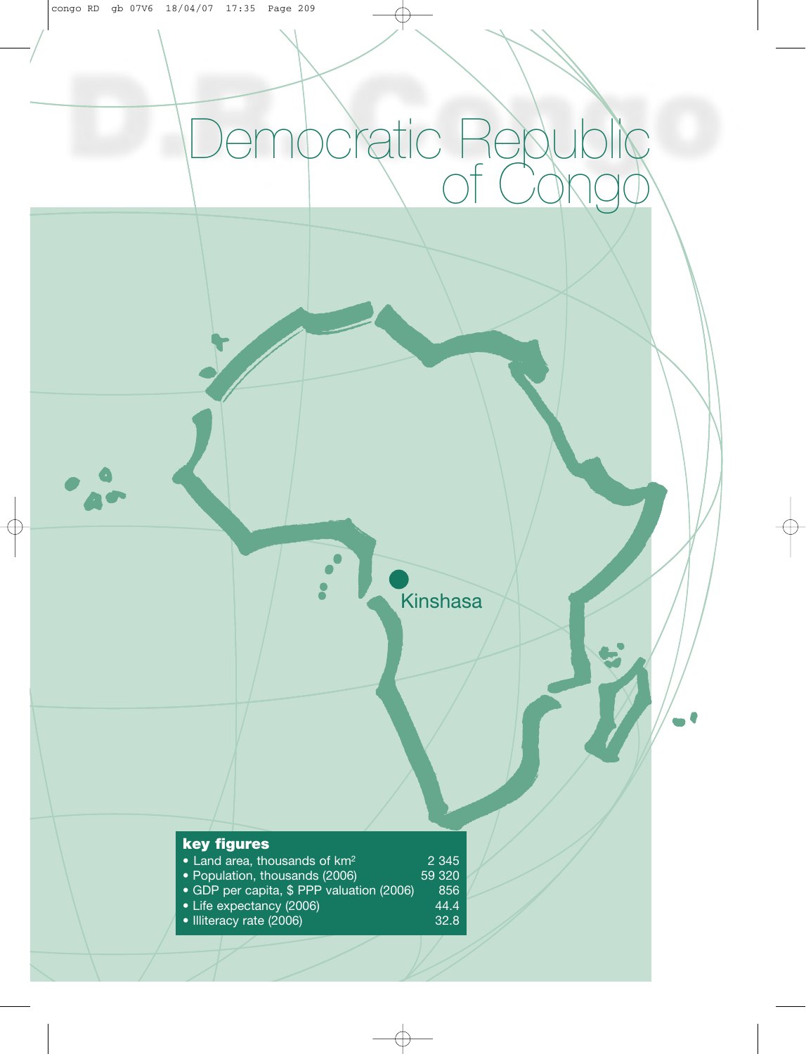# Democratic Republic of Congo

Kinshasa

**key figures**

| | |
|---|---|
| • Land area, thousands of km² | 2 345 |
| • Population, thousands (2006) | 59 320 |
| • GDP per capita, $ PPP valuation (2006) | 856 |
| • Life expectancy (2006) | 44.4 |
| • Illiteracy rate (2006) | 32.8 |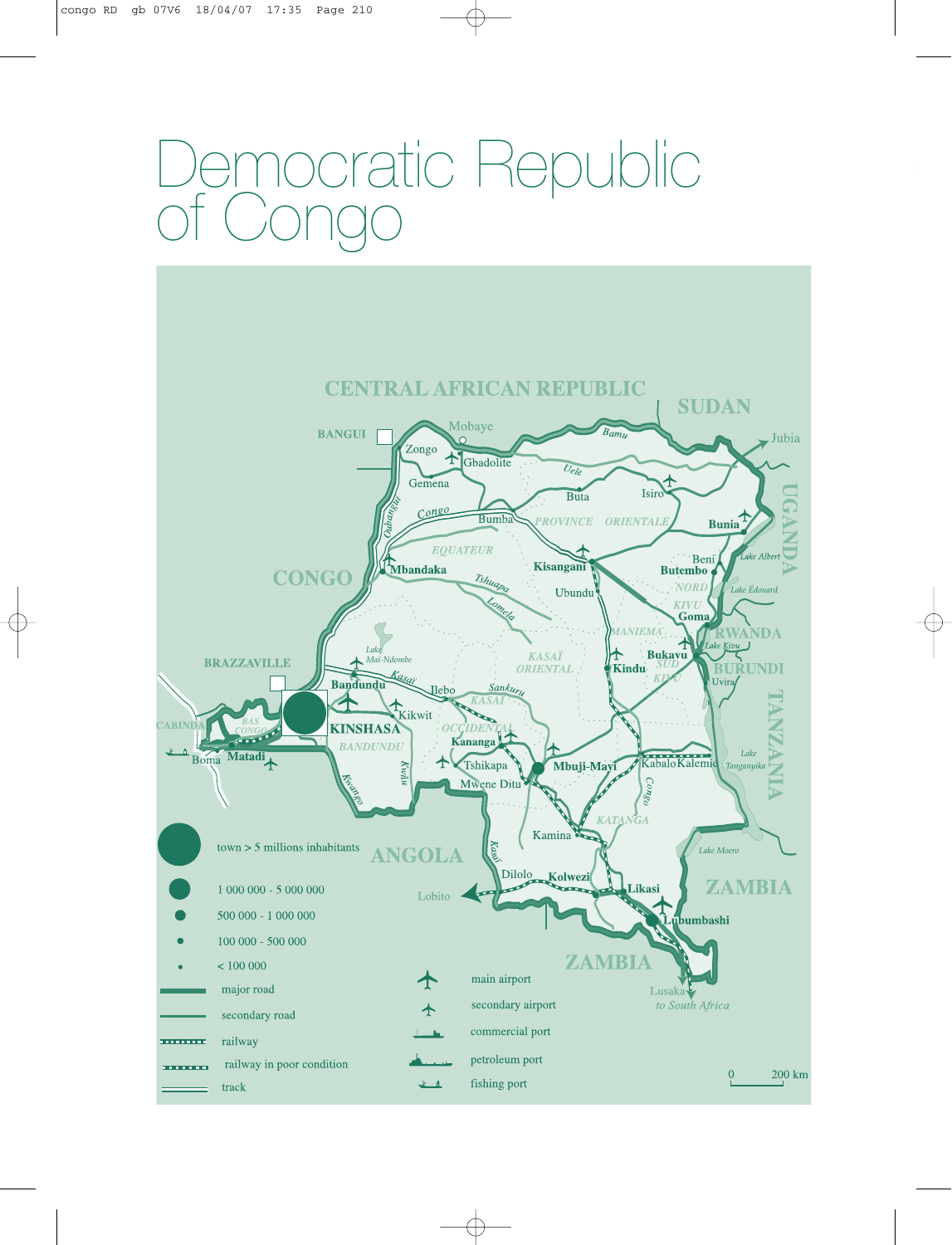# Democratic Republic of Congo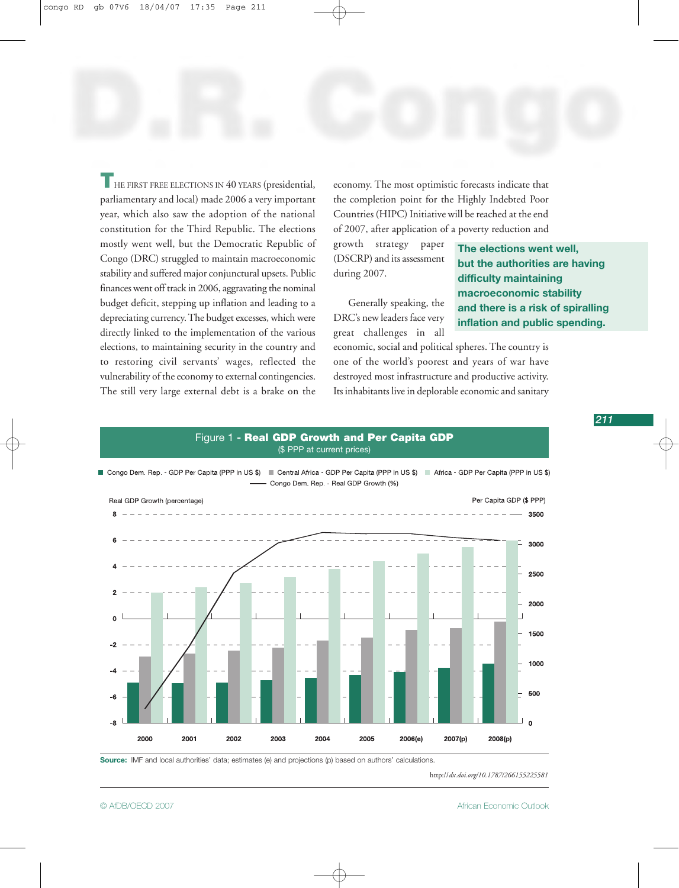# D.R. Congo

THE FIRST FREE ELECTIONS IN 40 YEARS (presidential, parliamentary and local) made 2006 a very important year, which also saw the adoption of the national constitution for the Third Republic. The elections mostly went well, but the Democratic Republic of Congo (DRC) struggled to maintain macroeconomic stability and suffered major conjunctural upsets. Public finances went off track in 2006, aggravating the nominal budget deficit, stepping up inflation and leading to a depreciating currency. The budget excesses, which were directly linked to the implementation of the various elections, to maintaining security in the country and to restoring civil servants' wages, reflected the vulnerability of the economy to external contingencies. The still very large external debt is a brake on the economy. The most optimistic forecasts indicate that the completion point for the Highly Indebted Poor Countries (HIPC) Initiative will be reached at the end of 2007, after application of a poverty reduction and growth strategy paper (DSCRP) and its assessment during 2007.

**The elections went well, but the authorities are having difficulty maintaining macroeconomic stability and there is a risk of spiralling inflation and public spending.**

Generally speaking, the DRC's new leaders face very great challenges in all economic, social and political spheres. The country is one of the world's poorest and years of war have destroyed most infrastructure and productive activity. Its inhabitants live in deplorable economic and sanitary

Figure 1 - **Real GDP Growth and Per Capita GDP**
($ PPP at current prices)

Congo Dem. Rep. - GDP Per Capita (PPP in US $) | Central Africa - GDP Per Capita (PPP in US $) | Africa - GDP Per Capita (PPP in US $) | Congo Dem. Rep. - Real GDP Growth (%)

Real GDP Growth (percentage) — Per Capita GDP ($ PPP)

2000, 2001, 2002, 2003, 2004, 2005, 2006(e), 2007(p), 2008(p)

**Source:** IMF and local authorities' data; estimates (e) and projections (p) based on authors' calculations.

*http://dx.doi.org/10.1787/266155225581*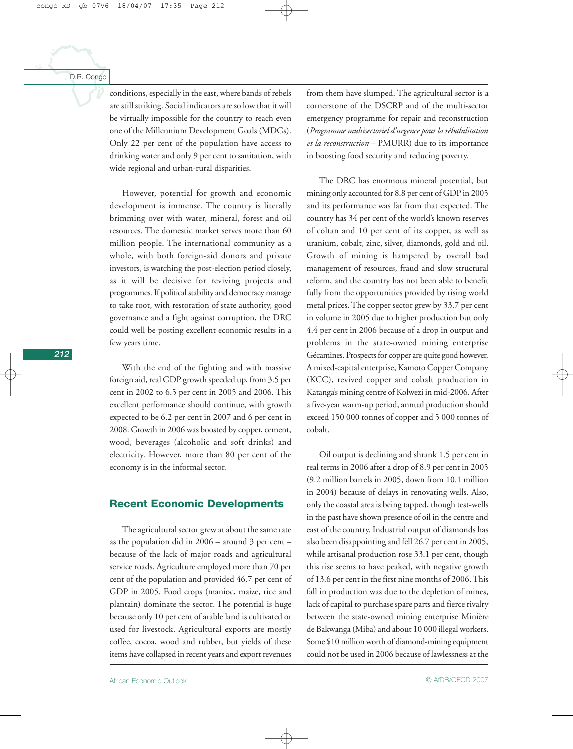conditions, especially in the east, where bands of rebels are still striking. Social indicators are so low that it will be virtually impossible for the country to reach even one of the Millennium Development Goals (MDGs). Only 22 per cent of the population have access to drinking water and only 9 per cent to sanitation, with wide regional and urban-rural disparities.

However, potential for growth and economic development is immense. The country is literally brimming over with water, mineral, forest and oil resources. The domestic market serves more than 60 million people. The international community as a whole, with both foreign-aid donors and private investors, is watching the post-election period closely, as it will be decisive for reviving projects and programmes. If political stability and democracy manage to take root, with restoration of state authority, good governance and a fight against corruption, the DRC could well be posting excellent economic results in a few years time.

With the end of the fighting and with massive foreign aid, real GDP growth speeded up, from 3.5 per cent in 2002 to 6.5 per cent in 2005 and 2006. This excellent performance should continue, with growth expected to be 6.2 per cent in 2007 and 6 per cent in 2008. Growth in 2006 was boosted by copper, cement, wood, beverages (alcoholic and soft drinks) and electricity. However, more than 80 per cent of the economy is in the informal sector.

## Recent Economic Developments

The agricultural sector grew at about the same rate as the population did in 2006 – around 3 per cent – because of the lack of major roads and agricultural service roads. Agriculture employed more than 70 per cent of the population and provided 46.7 per cent of GDP in 2005. Food crops (manioc, maize, rice and plantain) dominate the sector. The potential is huge because only 10 per cent of arable land is cultivated or used for livestock. Agricultural exports are mostly coffee, cocoa, wood and rubber, but yields of these items have collapsed in recent years and export revenues from them have slumped. The agricultural sector is a cornerstone of the DSCRP and of the multi-sector emergency programme for repair and reconstruction (*Programme multisectoriel d'urgence pour la réhabilitation et la reconstruction* – PMURR) due to its importance in boosting food security and reducing poverty.

The DRC has enormous mineral potential, but mining only accounted for 8.8 per cent of GDP in 2005 and its performance was far from that expected. The country has 34 per cent of the world's known reserves of coltan and 10 per cent of its copper, as well as uranium, cobalt, zinc, silver, diamonds, gold and oil. Growth of mining is hampered by overall bad management of resources, fraud and slow structural reform, and the country has not been able to benefit fully from the opportunities provided by rising world metal prices. The copper sector grew by 33.7 per cent in volume in 2005 due to higher production but only 4.4 per cent in 2006 because of a drop in output and problems in the state-owned mining enterprise Gécamines. Prospects for copper are quite good however. A mixed-capital enterprise, Kamoto Copper Company (KCC), revived copper and cobalt production in Katanga's mining centre of Kolwezi in mid-2006. After a five-year warm-up period, annual production should exceed 150 000 tonnes of copper and 5 000 tonnes of cobalt.

Oil output is declining and shrank 1.5 per cent in real terms in 2006 after a drop of 8.9 per cent in 2005 (9.2 million barrels in 2005, down from 10.1 million in 2004) because of delays in renovating wells. Also, only the coastal area is being tapped, though test-wells in the past have shown presence of oil in the centre and east of the country. Industrial output of diamonds has also been disappointing and fell 26.7 per cent in 2005, while artisanal production rose 33.1 per cent, though this rise seems to have peaked, with negative growth of 13.6 per cent in the first nine months of 2006. This fall in production was due to the depletion of mines, lack of capital to purchase spare parts and fierce rivalry between the state-owned mining enterprise Minière de Bakwanga (Miba) and about 10 000 illegal workers. Some $10 million worth of diamond-mining equipment could not be used in 2006 because of lawlessness at the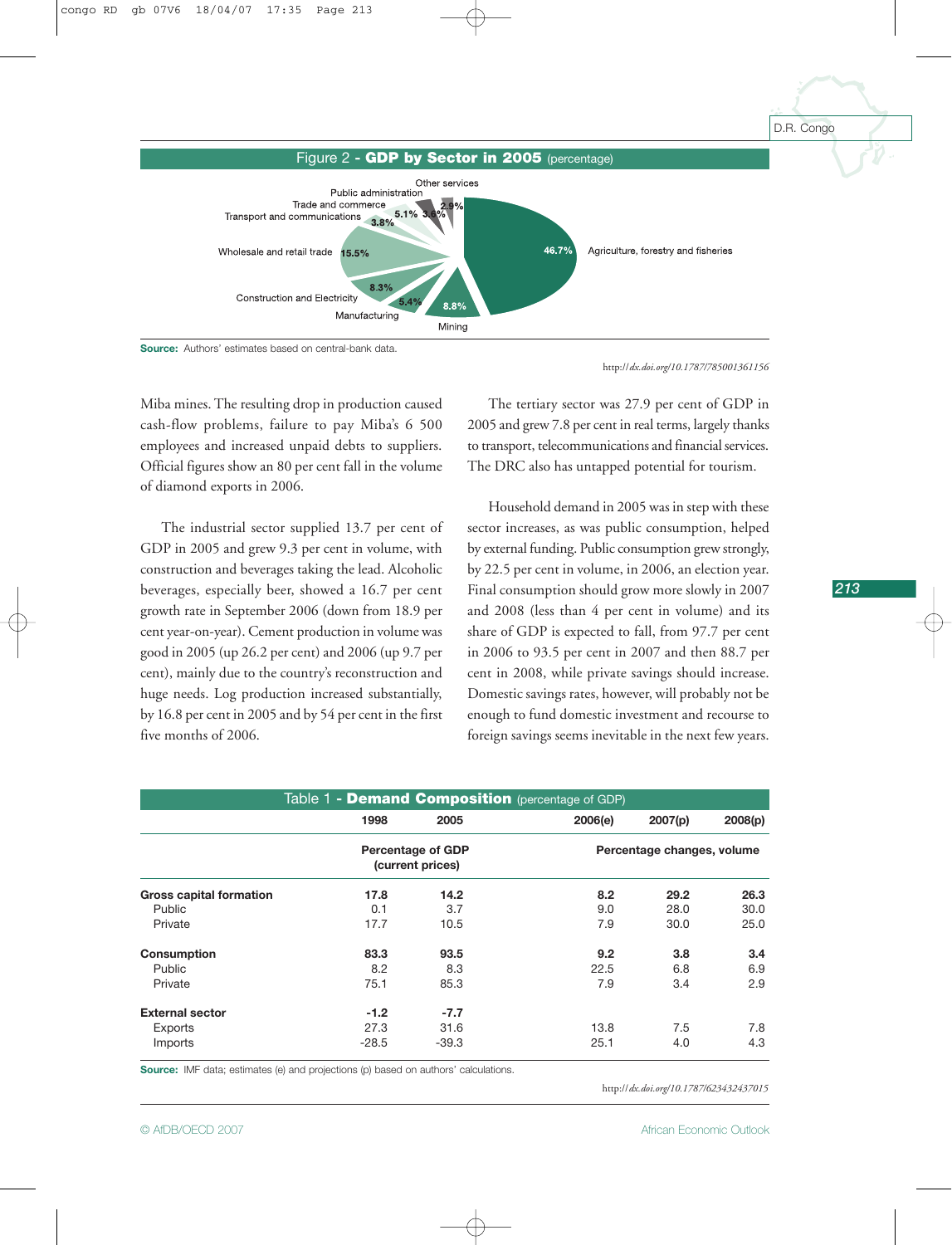Figure 2 - **GDP by Sector in 2005** (percentage)

| Sector | Percentage |
|---|---|
| Agriculture, forestry and fisheries | 46.7% |
| Mining | 8.8% |
| Manufacturing | 5.4% |
| Construction and Electricity | 8.3% |
| Wholesale and retail trade | 15.5% |
| Transport and communications | 3.8% |
| Trade and commerce | 5.1% |
| Public administration | 3.6% |
| Other services | 2.9% |

**Source:** Authors' estimates based on central-bank data.

http://dx.doi.org/10.1787/785001361156

Miba mines. The resulting drop in production caused cash-flow problems, failure to pay Miba's 6 500 employees and increased unpaid debts to suppliers. Official figures show an 80 per cent fall in the volume of diamond exports in 2006.

The industrial sector supplied 13.7 per cent of GDP in 2005 and grew 9.3 per cent in volume, with construction and beverages taking the lead. Alcoholic beverages, especially beer, showed a 16.7 per cent growth rate in September 2006 (down from 18.9 per cent year-on-year). Cement production in volume was good in 2005 (up 26.2 per cent) and 2006 (up 9.7 per cent), mainly due to the country's reconstruction and huge needs. Log production increased substantially, by 16.8 per cent in 2005 and by 54 per cent in the first five months of 2006.

The tertiary sector was 27.9 per cent of GDP in 2005 and grew 7.8 per cent in real terms, largely thanks to transport, telecommunications and financial services. The DRC also has untapped potential for tourism.

Household demand in 2005 was in step with these sector increases, as was public consumption, helped by external funding. Public consumption grew strongly, by 22.5 per cent in volume, in 2006, an election year. Final consumption should grow more slowly in 2007 and 2008 (less than 4 per cent in volume) and its share of GDP is expected to fall, from 97.7 per cent in 2006 to 93.5 per cent in 2007 and then 88.7 per cent in 2008, while private savings should increase. Domestic savings rates, however, will probably not be enough to fund domestic investment and recourse to foreign savings seems inevitable in the next few years.

Table 1 - **Demand Composition** (percentage of GDP)

| | 1998 | 2005 | 2006(e) | 2007(p) | 2008(p) |
|---|---|---|---|---|---|
| | Percentage of GDP (current prices) | | Percentage changes, volume | | |
| **Gross capital formation** | **17.8** | **14.2** | **8.2** | **29.2** | **26.3** |
| Public | 0.1 | 3.7 | 9.0 | 28.0 | 30.0 |
| Private | 17.7 | 10.5 | 7.9 | 30.0 | 25.0 |
| **Consumption** | **83.3** | **93.5** | **9.2** | **3.8** | **3.4** |
| Public | 8.2 | 8.3 | 22.5 | 6.8 | 6.9 |
| Private | 75.1 | 85.3 | 7.9 | 3.4 | 2.9 |
| **External sector** | **-1.2** | **-7.7** | | | |
| Exports | 27.3 | 31.6 | 13.8 | 7.5 | 7.8 |
| Imports | -28.5 | -39.3 | 25.1 | 4.0 | 4.3 |

**Source:** IMF data; estimates (e) and projections (p) based on authors' calculations.

http://dx.doi.org/10.1787/623432437015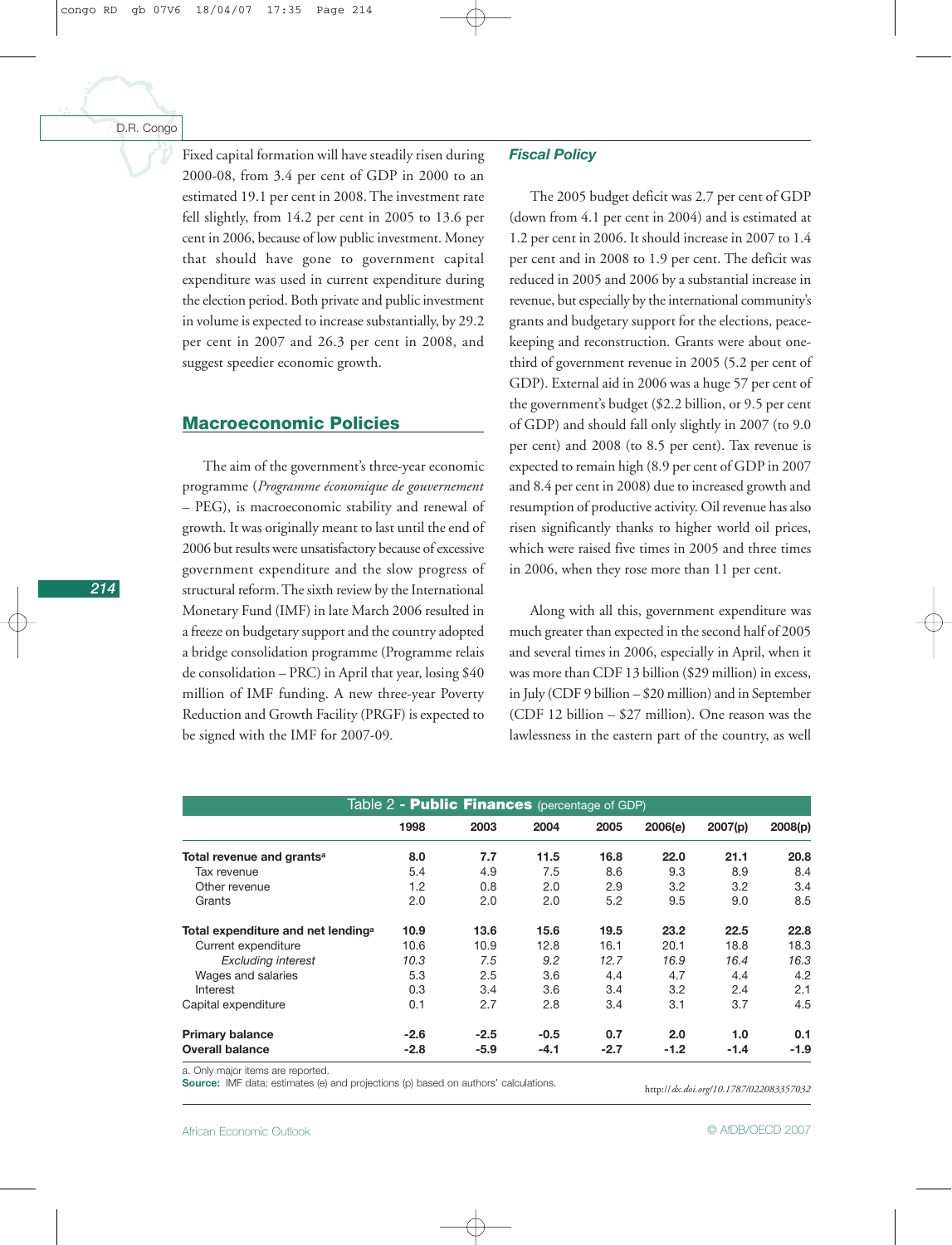Fixed capital formation will have steadily risen during 2000-08, from 3.4 per cent of GDP in 2000 to an estimated 19.1 per cent in 2008. The investment rate fell slightly, from 14.2 per cent in 2005 to 13.6 per cent in 2006, because of low public investment. Money that should have gone to government capital expenditure was used in current expenditure during the election period. Both private and public investment in volume is expected to increase substantially, by 29.2 per cent in 2007 and 26.3 per cent in 2008, and suggest speedier economic growth.

## Macroeconomic Policies

The aim of the government's three-year economic programme (*Programme économique de gouvernement* – PEG), is macroeconomic stability and renewal of growth. It was originally meant to last until the end of 2006 but results were unsatisfactory because of excessive government expenditure and the slow progress of structural reform. The sixth review by the International Monetary Fund (IMF) in late March 2006 resulted in a freeze on budgetary support and the country adopted a bridge consolidation programme (Programme relais de consolidation – PRC) in April that year, losing $40 million of IMF funding. A new three-year Poverty Reduction and Growth Facility (PRGF) is expected to be signed with the IMF for 2007-09.

### Fiscal Policy

The 2005 budget deficit was 2.7 per cent of GDP (down from 4.1 per cent in 2004) and is estimated at 1.2 per cent in 2006. It should increase in 2007 to 1.4 per cent and in 2008 to 1.9 per cent. The deficit was reduced in 2005 and 2006 by a substantial increase in revenue, but especially by the international community's grants and budgetary support for the elections, peace-keeping and reconstruction. Grants were about one-third of government revenue in 2005 (5.2 per cent of GDP). External aid in 2006 was a huge 57 per cent of the government's budget ($2.2 billion, or 9.5 per cent of GDP) and should fall only slightly in 2007 (to 9.0 per cent) and 2008 (to 8.5 per cent). Tax revenue is expected to remain high (8.9 per cent of GDP in 2007 and 8.4 per cent in 2008) due to increased growth and resumption of productive activity. Oil revenue has also risen significantly thanks to higher world oil prices, which were raised five times in 2005 and three times in 2006, when they rose more than 11 per cent.

Along with all this, government expenditure was much greater than expected in the second half of 2005 and several times in 2006, especially in April, when it was more than CDF 13 billion ($29 million) in excess, in July (CDF 9 billion – $20 million) and in September (CDF 12 billion – $27 million). One reason was the lawlessness in the eastern part of the country, as well

**Table 2 - Public Finances** (percentage of GDP)

| | 1998 | 2003 | 2004 | 2005 | 2006(e) | 2007(p) | 2008(p) |
|---|---|---|---|---|---|---|---|
| **Total revenue and grants[a]** | **8.0** | **7.7** | **11.5** | **16.8** | **22.0** | **21.1** | **20.8** |
| Tax revenue | 5.4 | 4.9 | 7.5 | 8.6 | 9.3 | 8.9 | 8.4 |
| Other revenue | 1.2 | 0.8 | 2.0 | 2.9 | 3.2 | 3.2 | 3.4 |
| Grants | 2.0 | 2.0 | 2.0 | 5.2 | 9.5 | 9.0 | 8.5 |
| **Total expenditure and net lending[a]** | **10.9** | **13.6** | **15.6** | **19.5** | **23.2** | **22.5** | **22.8** |
| Current expenditure | 10.6 | 10.9 | 12.8 | 16.1 | 20.1 | 18.8 | 18.3 |
| *Excluding interest* | *10.3* | *7.5* | *9.2* | *12.7* | *16.9* | *16.4* | *16.3* |
| Wages and salaries | 5.3 | 2.5 | 3.6 | 4.4 | 4.7 | 4.4 | 4.2 |
| Interest | 0.3 | 3.4 | 3.6 | 3.4 | 3.2 | 2.4 | 2.1 |
| Capital expenditure | 0.1 | 2.7 | 2.8 | 3.4 | 3.1 | 3.7 | 4.5 |
| **Primary balance** | **-2.6** | **-2.5** | **-0.5** | **0.7** | **2.0** | **1.0** | **0.1** |
| **Overall balance** | **-2.8** | **-5.9** | **-4.1** | **-2.7** | **-1.2** | **-1.4** | **-1.9** |

a. Only major items are reported.

**Source:** IMF data; estimates (e) and projections (p) based on authors' calculations.

http://*dx.doi.org/10.1787/022083357032*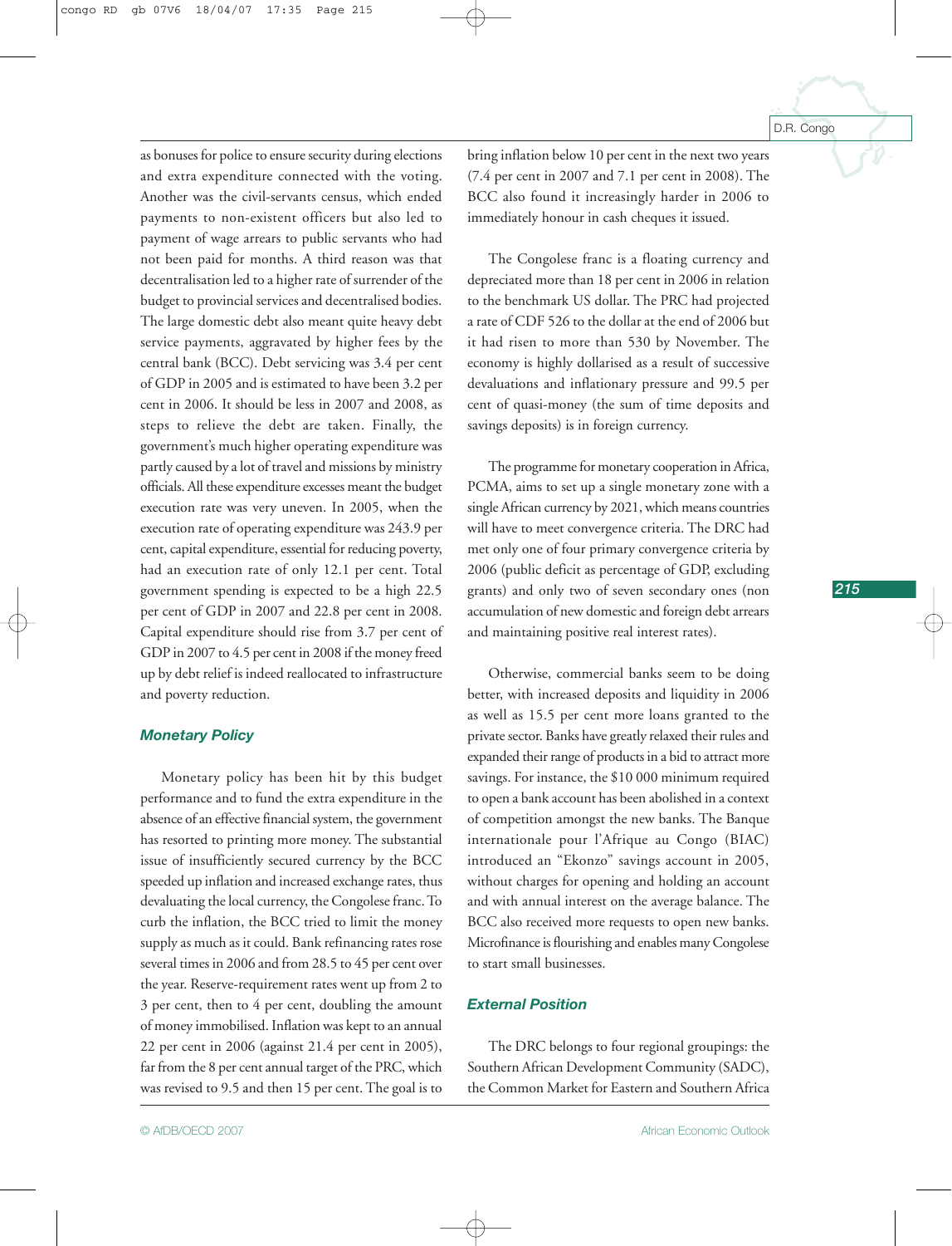as bonuses for police to ensure security during elections and extra expenditure connected with the voting. Another was the civil-servants census, which ended payments to non-existent officers but also led to payment of wage arrears to public servants who had not been paid for months. A third reason was that decentralisation led to a higher rate of surrender of the budget to provincial services and decentralised bodies. The large domestic debt also meant quite heavy debt service payments, aggravated by higher fees by the central bank (BCC). Debt servicing was 3.4 per cent of GDP in 2005 and is estimated to have been 3.2 per cent in 2006. It should be less in 2007 and 2008, as steps to relieve the debt are taken. Finally, the government's much higher operating expenditure was partly caused by a lot of travel and missions by ministry officials. All these expenditure excesses meant the budget execution rate was very uneven. In 2005, when the execution rate of operating expenditure was 243.9 per cent, capital expenditure, essential for reducing poverty, had an execution rate of only 12.1 per cent. Total government spending is expected to be a high 22.5 per cent of GDP in 2007 and 22.8 per cent in 2008. Capital expenditure should rise from 3.7 per cent of GDP in 2007 to 4.5 per cent in 2008 if the money freed up by debt relief is indeed reallocated to infrastructure and poverty reduction.

### Monetary Policy

Monetary policy has been hit by this budget performance and to fund the extra expenditure in the absence of an effective financial system, the government has resorted to printing more money. The substantial issue of insufficiently secured currency by the BCC speeded up inflation and increased exchange rates, thus devaluating the local currency, the Congolese franc. To curb the inflation, the BCC tried to limit the money supply as much as it could. Bank refinancing rates rose several times in 2006 and from 28.5 to 45 per cent over the year. Reserve-requirement rates went up from 2 to 3 per cent, then to 4 per cent, doubling the amount of money immobilised. Inflation was kept to an annual 22 per cent in 2006 (against 21.4 per cent in 2005), far from the 8 per cent annual target of the PRC, which was revised to 9.5 and then 15 per cent. The goal is to bring inflation below 10 per cent in the next two years (7.4 per cent in 2007 and 7.1 per cent in 2008). The BCC also found it increasingly harder in 2006 to immediately honour in cash cheques it issued.

The Congolese franc is a floating currency and depreciated more than 18 per cent in 2006 in relation to the benchmark US dollar. The PRC had projected a rate of CDF 526 to the dollar at the end of 2006 but it had risen to more than 530 by November. The economy is highly dollarised as a result of successive devaluations and inflationary pressure and 99.5 per cent of quasi-money (the sum of time deposits and savings deposits) is in foreign currency.

The programme for monetary cooperation in Africa, PCMA, aims to set up a single monetary zone with a single African currency by 2021, which means countries will have to meet convergence criteria. The DRC had met only one of four primary convergence criteria by 2006 (public deficit as percentage of GDP, excluding grants) and only two of seven secondary ones (non accumulation of new domestic and foreign debt arrears and maintaining positive real interest rates).

Otherwise, commercial banks seem to be doing better, with increased deposits and liquidity in 2006 as well as 15.5 per cent more loans granted to the private sector. Banks have greatly relaxed their rules and expanded their range of products in a bid to attract more savings. For instance, the $10 000 minimum required to open a bank account has been abolished in a context of competition amongst the new banks. The Banque internationale pour l'Afrique au Congo (BIAC) introduced an "Ekonzo" savings account in 2005, without charges for opening and holding an account and with annual interest on the average balance. The BCC also received more requests to open new banks. Microfinance is flourishing and enables many Congolese to start small businesses.

### External Position

The DRC belongs to four regional groupings: the Southern African Development Community (SADC), the Common Market for Eastern and Southern Africa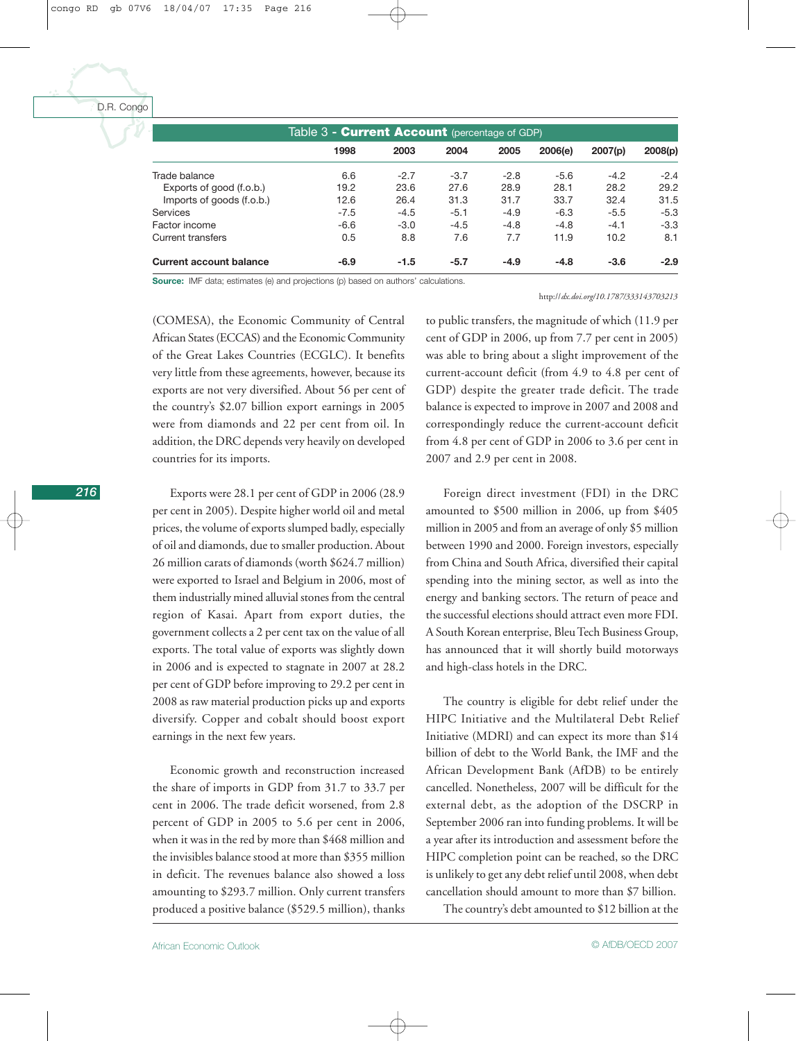Table 3 - **Current Account** (percentage of GDP)

| | 1998 | 2003 | 2004 | 2005 | 2006(e) | 2007(p) | 2008(p) |
|---|---|---|---|---|---|---|---|
| Trade balance | 6.6 | -2.7 | -3.7 | -2.8 | -5.6 | -4.2 | -2.4 |
| Exports of good (f.o.b.) | 19.2 | 23.6 | 27.6 | 28.9 | 28.1 | 28.2 | 29.2 |
| Imports of goods (f.o.b.) | 12.6 | 26.4 | 31.3 | 31.7 | 33.7 | 32.4 | 31.5 |
| Services | -7.5 | -4.5 | -5.1 | -4.9 | -6.3 | -5.5 | -5.3 |
| Factor income | -6.6 | -3.0 | -4.5 | -4.8 | -4.8 | -4.1 | -3.3 |
| Current transfers | 0.5 | 8.8 | 7.6 | 7.7 | 11.9 | 10.2 | 8.1 |
| **Current account balance** | **-6.9** | **-1.5** | **-5.7** | **-4.9** | **-4.8** | **-3.6** | **-2.9** |

**Source:** IMF data; estimates (e) and projections (p) based on authors' calculations.

http://*dx.doi.org/10.1787/333143703213*

(COMESA), the Economic Community of Central African States (ECCAS) and the Economic Community of the Great Lakes Countries (ECGLC). It benefits very little from these agreements, however, because its exports are not very diversified. About 56 per cent of the country's $2.07 billion export earnings in 2005 were from diamonds and 22 per cent from oil. In addition, the DRC depends very heavily on developed countries for its imports.

Exports were 28.1 per cent of GDP in 2006 (28.9 per cent in 2005). Despite higher world oil and metal prices, the volume of exports slumped badly, especially of oil and diamonds, due to smaller production. About 26 million carats of diamonds (worth $624.7 million) were exported to Israel and Belgium in 2006, most of them industrially mined alluvial stones from the central region of Kasai. Apart from export duties, the government collects a 2 per cent tax on the value of all exports. The total value of exports was slightly down in 2006 and is expected to stagnate in 2007 at 28.2 per cent of GDP before improving to 29.2 per cent in 2008 as raw material production picks up and exports diversify. Copper and cobalt should boost export earnings in the next few years.

Economic growth and reconstruction increased the share of imports in GDP from 31.7 to 33.7 per cent in 2006. The trade deficit worsened, from 2.8 percent of GDP in 2005 to 5.6 per cent in 2006, when it was in the red by more than $468 million and the invisibles balance stood at more than $355 million in deficit. The revenues balance also showed a loss amounting to $293.7 million. Only current transfers produced a positive balance ($529.5 million), thanks to public transfers, the magnitude of which (11.9 per cent of GDP in 2006, up from 7.7 per cent in 2005) was able to bring about a slight improvement of the current-account deficit (from 4.9 to 4.8 per cent of GDP) despite the greater trade deficit. The trade balance is expected to improve in 2007 and 2008 and correspondingly reduce the current-account deficit from 4.8 per cent of GDP in 2006 to 3.6 per cent in 2007 and 2.9 per cent in 2008.

Foreign direct investment (FDI) in the DRC amounted to $500 million in 2006, up from $405 million in 2005 and from an average of only $5 million between 1990 and 2000. Foreign investors, especially from China and South Africa, diversified their capital spending into the mining sector, as well as into the energy and banking sectors. The return of peace and the successful elections should attract even more FDI. A South Korean enterprise, Bleu Tech Business Group, has announced that it will shortly build motorways and high-class hotels in the DRC.

The country is eligible for debt relief under the HIPC Initiative and the Multilateral Debt Relief Initiative (MDRI) and can expect its more than $14 billion of debt to the World Bank, the IMF and the African Development Bank (AfDB) to be entirely cancelled. Nonetheless, 2007 will be difficult for the external debt, as the adoption of the DSCRP in September 2006 ran into funding problems. It will be a year after its introduction and assessment before the HIPC completion point can be reached, so the DRC is unlikely to get any debt relief until 2008, when debt cancellation should amount to more than $7 billion.

The country's debt amounted to $12 billion at the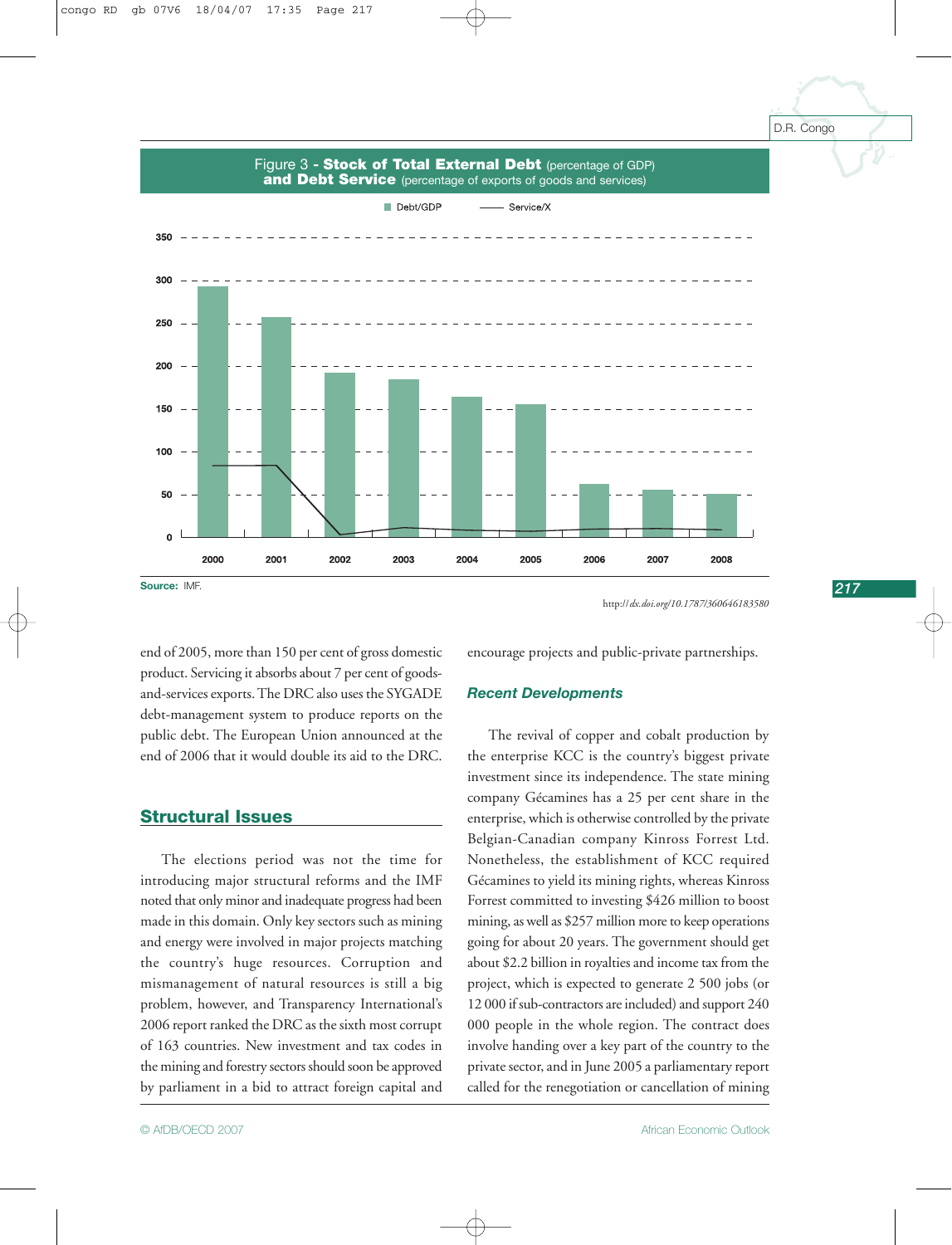Figure 3 - **Stock of Total External Debt** (percentage of GDP) **and Debt Service** (percentage of exports of goods and services)

Source: IMF.

http://dx.doi.org/10.1787/360646183580

end of 2005, more than 150 per cent of gross domestic product. Servicing it absorbs about 7 per cent of goods-and-services exports. The DRC also uses the SYGADE debt-management system to produce reports on the public debt. The European Union announced at the end of 2006 that it would double its aid to the DRC.

## Structural Issues

The elections period was not the time for introducing major structural reforms and the IMF noted that only minor and inadequate progress had been made in this domain. Only key sectors such as mining and energy were involved in major projects matching the country's huge resources. Corruption and mismanagement of natural resources is still a big problem, however, and Transparency International's 2006 report ranked the DRC as the sixth most corrupt of 163 countries. New investment and tax codes in the mining and forestry sectors should soon be approved by parliament in a bid to attract foreign capital and encourage projects and public-private partnerships.

### Recent Developments

The revival of copper and cobalt production by the enterprise KCC is the country's biggest private investment since its independence. The state mining company Gécamines has a 25 per cent share in the enterprise, which is otherwise controlled by the private Belgian-Canadian company Kinross Forrest Ltd. Nonetheless, the establishment of KCC required Gécamines to yield its mining rights, whereas Kinross Forrest committed to investing $426 million to boost mining, as well as $257 million more to keep operations going for about 20 years. The government should get about $2.2 billion in royalties and income tax from the project, which is expected to generate 2 500 jobs (or 12 000 if sub-contractors are included) and support 240 000 people in the whole region. The contract does involve handing over a key part of the country to the private sector, and in June 2005 a parliamentary report called for the renegotiation or cancellation of mining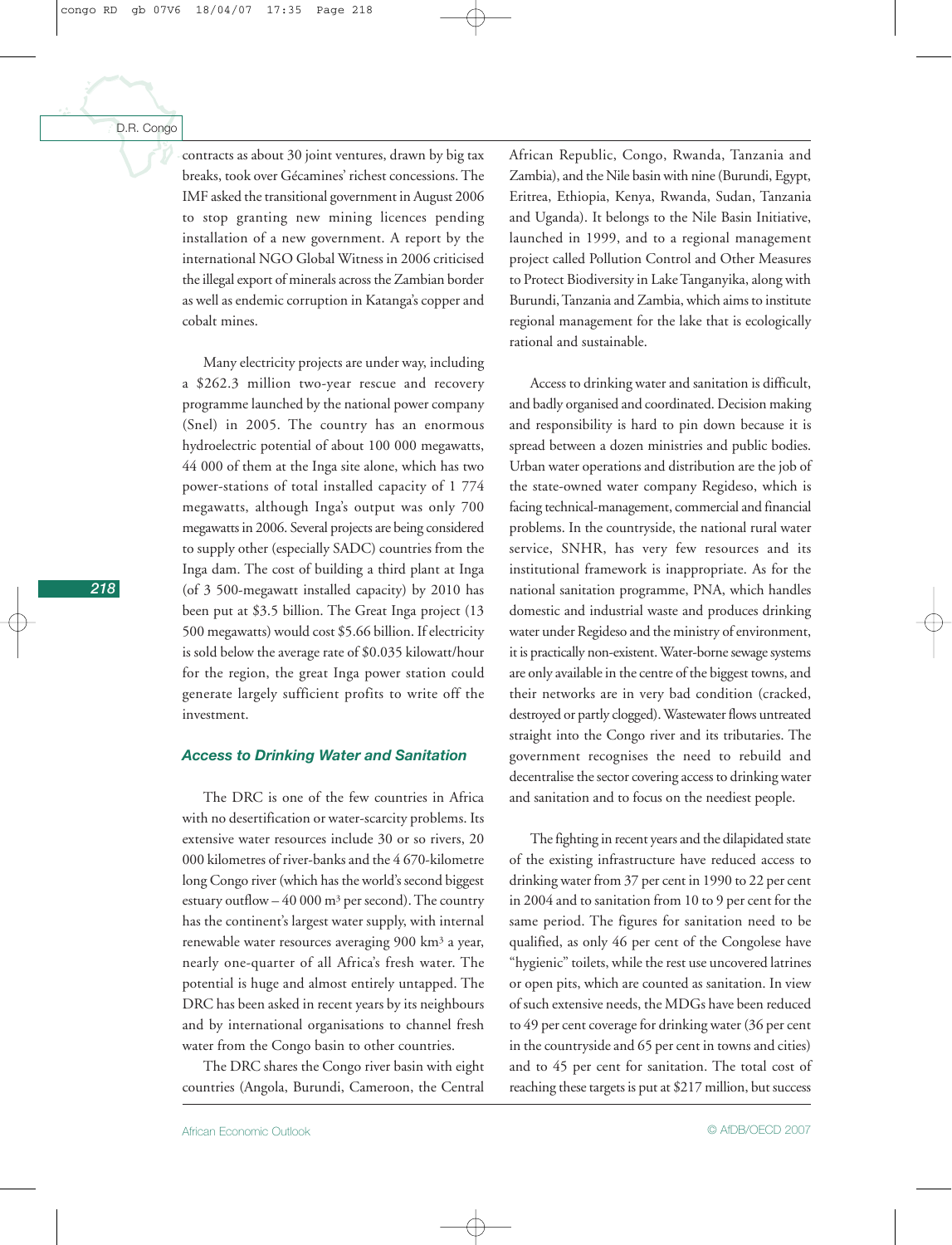contracts as about 30 joint ventures, drawn by big tax breaks, took over Gécamines' richest concessions. The IMF asked the transitional government in August 2006 to stop granting new mining licences pending installation of a new government. A report by the international NGO Global Witness in 2006 criticised the illegal export of minerals across the Zambian border as well as endemic corruption in Katanga's copper and cobalt mines.

Many electricity projects are under way, including a \$262.3 million two-year rescue and recovery programme launched by the national power company (Snel) in 2005. The country has an enormous hydroelectric potential of about 100 000 megawatts, 44 000 of them at the Inga site alone, which has two power-stations of total installed capacity of 1 774 megawatts, although Inga's output was only 700 megawatts in 2006. Several projects are being considered to supply other (especially SADC) countries from the Inga dam. The cost of building a third plant at Inga (of 3 500-megawatt installed capacity) by 2010 has been put at \$3.5 billion. The Great Inga project (13 500 megawatts) would cost \$5.66 billion. If electricity is sold below the average rate of \$0.035 kilowatt/hour for the region, the great Inga power station could generate largely sufficient profits to write off the investment.

### Access to Drinking Water and Sanitation

The DRC is one of the few countries in Africa with no desertification or water-scarcity problems. Its extensive water resources include 30 or so rivers, 20 000 kilometres of river-banks and the 4 670-kilometre long Congo river (which has the world's second biggest estuary outflow – 40 000 m³ per second). The country has the continent's largest water supply, with internal renewable water resources averaging 900 km³ a year, nearly one-quarter of all Africa's fresh water. The potential is huge and almost entirely untapped. The DRC has been asked in recent years by its neighbours and by international organisations to channel fresh water from the Congo basin to other countries.

The DRC shares the Congo river basin with eight countries (Angola, Burundi, Cameroon, the Central African Republic, Congo, Rwanda, Tanzania and Zambia), and the Nile basin with nine (Burundi, Egypt, Eritrea, Ethiopia, Kenya, Rwanda, Sudan, Tanzania and Uganda). It belongs to the Nile Basin Initiative, launched in 1999, and to a regional management project called Pollution Control and Other Measures to Protect Biodiversity in Lake Tanganyika, along with Burundi, Tanzania and Zambia, which aims to institute regional management for the lake that is ecologically rational and sustainable.

Access to drinking water and sanitation is difficult, and badly organised and coordinated. Decision making and responsibility is hard to pin down because it is spread between a dozen ministries and public bodies. Urban water operations and distribution are the job of the state-owned water company Regideso, which is facing technical-management, commercial and financial problems. In the countryside, the national rural water service, SNHR, has very few resources and its institutional framework is inappropriate. As for the national sanitation programme, PNA, which handles domestic and industrial waste and produces drinking water under Regideso and the ministry of environment, it is practically non-existent. Water-borne sewage systems are only available in the centre of the biggest towns, and their networks are in very bad condition (cracked, destroyed or partly clogged). Wastewater flows untreated straight into the Congo river and its tributaries. The government recognises the need to rebuild and decentralise the sector covering access to drinking water and sanitation and to focus on the neediest people.

The fighting in recent years and the dilapidated state of the existing infrastructure have reduced access to drinking water from 37 per cent in 1990 to 22 per cent in 2004 and to sanitation from 10 to 9 per cent for the same period. The figures for sanitation need to be qualified, as only 46 per cent of the Congolese have "hygienic" toilets, while the rest use uncovered latrines or open pits, which are counted as sanitation. In view of such extensive needs, the MDGs have been reduced to 49 per cent coverage for drinking water (36 per cent in the countryside and 65 per cent in towns and cities) and to 45 per cent for sanitation. The total cost of reaching these targets is put at \$217 million, but success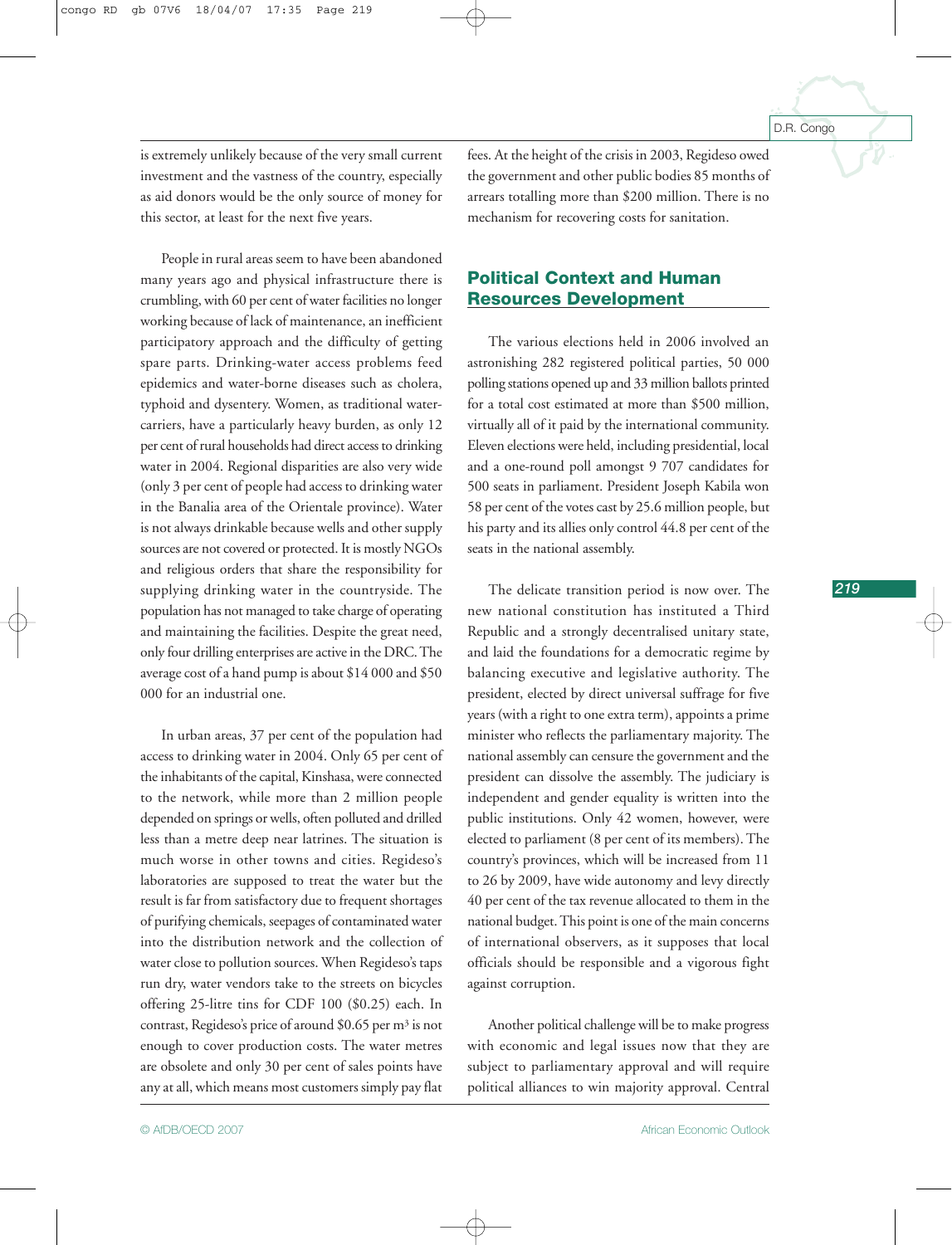is extremely unlikely because of the very small current investment and the vastness of the country, especially as aid donors would be the only source of money for this sector, at least for the next five years.

People in rural areas seem to have been abandoned many years ago and physical infrastructure there is crumbling, with 60 per cent of water facilities no longer working because of lack of maintenance, an inefficient participatory approach and the difficulty of getting spare parts. Drinking-water access problems feed epidemics and water-borne diseases such as cholera, typhoid and dysentery. Women, as traditional water-carriers, have a particularly heavy burden, as only 12 per cent of rural households had direct access to drinking water in 2004. Regional disparities are also very wide (only 3 per cent of people had access to drinking water in the Banalia area of the Orientale province). Water is not always drinkable because wells and other supply sources are not covered or protected. It is mostly NGOs and religious orders that share the responsibility for supplying drinking water in the countryside. The population has not managed to take charge of operating and maintaining the facilities. Despite the great need, only four drilling enterprises are active in the DRC. The average cost of a hand pump is about $14 000 and $50 000 for an industrial one.

In urban areas, 37 per cent of the population had access to drinking water in 2004. Only 65 per cent of the inhabitants of the capital, Kinshasa, were connected to the network, while more than 2 million people depended on springs or wells, often polluted and drilled less than a metre deep near latrines. The situation is much worse in other towns and cities. Regideso's laboratories are supposed to treat the water but the result is far from satisfactory due to frequent shortages of purifying chemicals, seepages of contaminated water into the distribution network and the collection of water close to pollution sources. When Regideso's taps run dry, water vendors take to the streets on bicycles offering 25-litre tins for CDF 100 ($0.25) each. In contrast, Regideso's price of around $0.65 per $m^3$ is not enough to cover production costs. The water metres are obsolete and only 30 per cent of sales points have any at all, which means most customers simply pay flat fees. At the height of the crisis in 2003, Regideso owed the government and other public bodies 85 months of arrears totalling more than $200 million. There is no mechanism for recovering costs for sanitation.

## Political Context and Human Resources Development

The various elections held in 2006 involved an astronishing 282 registered political parties, 50 000 polling stations opened up and 33 million ballots printed for a total cost estimated at more than $500 million, virtually all of it paid by the international community. Eleven elections were held, including presidential, local and a one-round poll amongst 9 707 candidates for 500 seats in parliament. President Joseph Kabila won 58 per cent of the votes cast by 25.6 million people, but his party and its allies only control 44.8 per cent of the seats in the national assembly.

The delicate transition period is now over. The new national constitution has instituted a Third Republic and a strongly decentralised unitary state, and laid the foundations for a democratic regime by balancing executive and legislative authority. The president, elected by direct universal suffrage for five years (with a right to one extra term), appoints a prime minister who reflects the parliamentary majority. The national assembly can censure the government and the president can dissolve the assembly. The judiciary is independent and gender equality is written into the public institutions. Only 42 women, however, were elected to parliament (8 per cent of its members). The country's provinces, which will be increased from 11 to 26 by 2009, have wide autonomy and levy directly 40 per cent of the tax revenue allocated to them in the national budget. This point is one of the main concerns of international observers, as it supposes that local officials should be responsible and a vigorous fight against corruption.

Another political challenge will be to make progress with economic and legal issues now that they are subject to parliamentary approval and will require political alliances to win majority approval. Central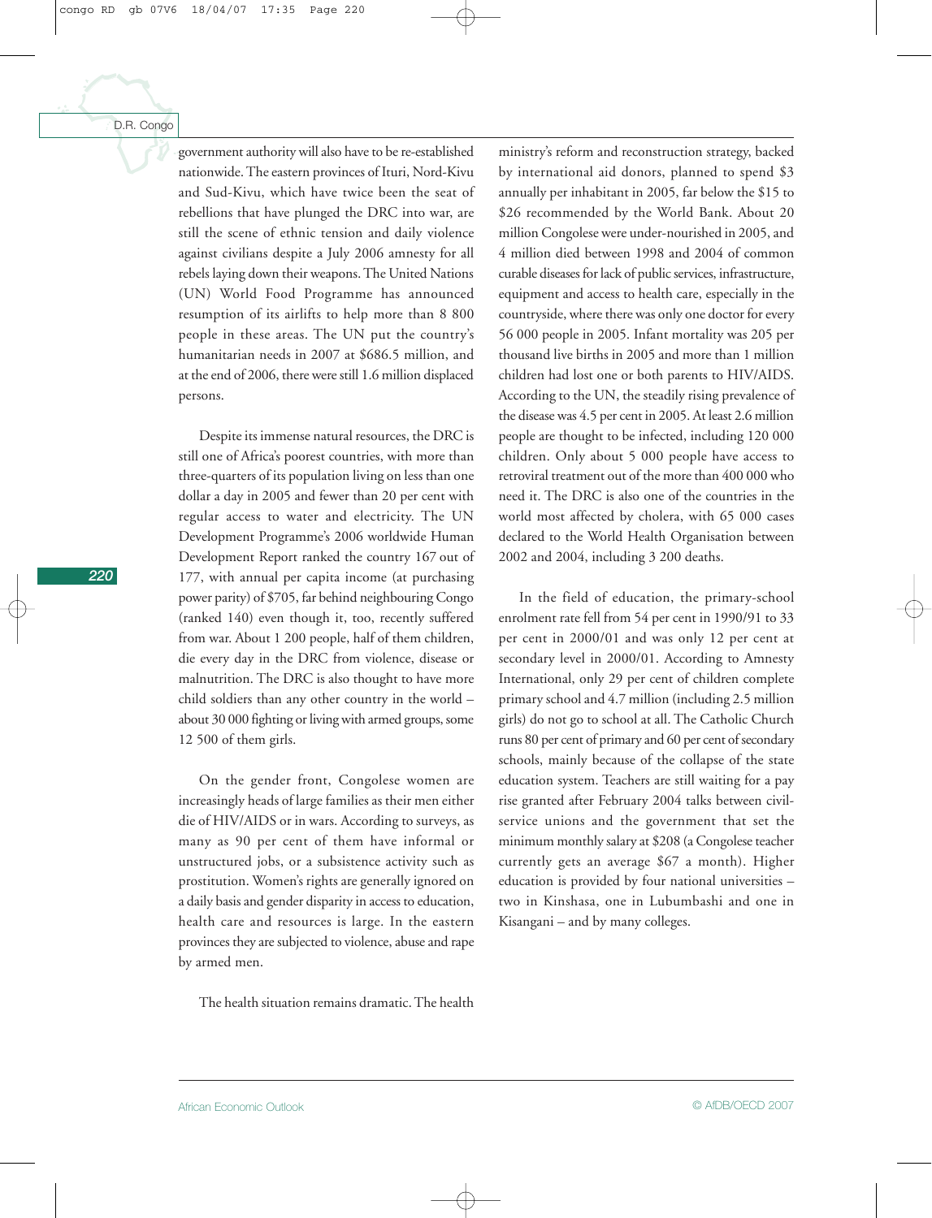government authority will also have to be re-established nationwide. The eastern provinces of Ituri, Nord-Kivu and Sud-Kivu, which have twice been the seat of rebellions that have plunged the DRC into war, are still the scene of ethnic tension and daily violence against civilians despite a July 2006 amnesty for all rebels laying down their weapons. The United Nations (UN) World Food Programme has announced resumption of its airlifts to help more than 8 800 people in these areas. The UN put the country's humanitarian needs in 2007 at $686.5 million, and at the end of 2006, there were still 1.6 million displaced persons.

Despite its immense natural resources, the DRC is still one of Africa's poorest countries, with more than three-quarters of its population living on less than one dollar a day in 2005 and fewer than 20 per cent with regular access to water and electricity. The UN Development Programme's 2006 worldwide Human Development Report ranked the country 167 out of 177, with annual per capita income (at purchasing power parity) of $705, far behind neighbouring Congo (ranked 140) even though it, too, recently suffered from war. About 1 200 people, half of them children, die every day in the DRC from violence, disease or malnutrition. The DRC is also thought to have more child soldiers than any other country in the world – about 30 000 fighting or living with armed groups, some 12 500 of them girls.

On the gender front, Congolese women are increasingly heads of large families as their men either die of HIV/AIDS or in wars. According to surveys, as many as 90 per cent of them have informal or unstructured jobs, or a subsistence activity such as prostitution. Women's rights are generally ignored on a daily basis and gender disparity in access to education, health care and resources is large. In the eastern provinces they are subjected to violence, abuse and rape by armed men.

The health situation remains dramatic. The health ministry's reform and reconstruction strategy, backed by international aid donors, planned to spend $3 annually per inhabitant in 2005, far below the $15 to $26 recommended by the World Bank. About 20 million Congolese were under-nourished in 2005, and 4 million died between 1998 and 2004 of common curable diseases for lack of public services, infrastructure, equipment and access to health care, especially in the countryside, where there was only one doctor for every 56 000 people in 2005. Infant mortality was 205 per thousand live births in 2005 and more than 1 million children had lost one or both parents to HIV/AIDS. According to the UN, the steadily rising prevalence of the disease was 4.5 per cent in 2005. At least 2.6 million people are thought to be infected, including 120 000 children. Only about 5 000 people have access to retroviral treatment out of the more than 400 000 who need it. The DRC is also one of the countries in the world most affected by cholera, with 65 000 cases declared to the World Health Organisation between 2002 and 2004, including 3 200 deaths.

In the field of education, the primary-school enrolment rate fell from 54 per cent in 1990/91 to 33 per cent in 2000/01 and was only 12 per cent at secondary level in 2000/01. According to Amnesty International, only 29 per cent of children complete primary school and 4.7 million (including 2.5 million girls) do not go to school at all. The Catholic Church runs 80 per cent of primary and 60 per cent of secondary schools, mainly because of the collapse of the state education system. Teachers are still waiting for a pay rise granted after February 2004 talks between civil-service unions and the government that set the minimum monthly salary at $208 (a Congolese teacher currently gets an average $67 a month). Higher education is provided by four national universities – two in Kinshasa, one in Lubumbashi and one in Kisangani – and by many colleges.